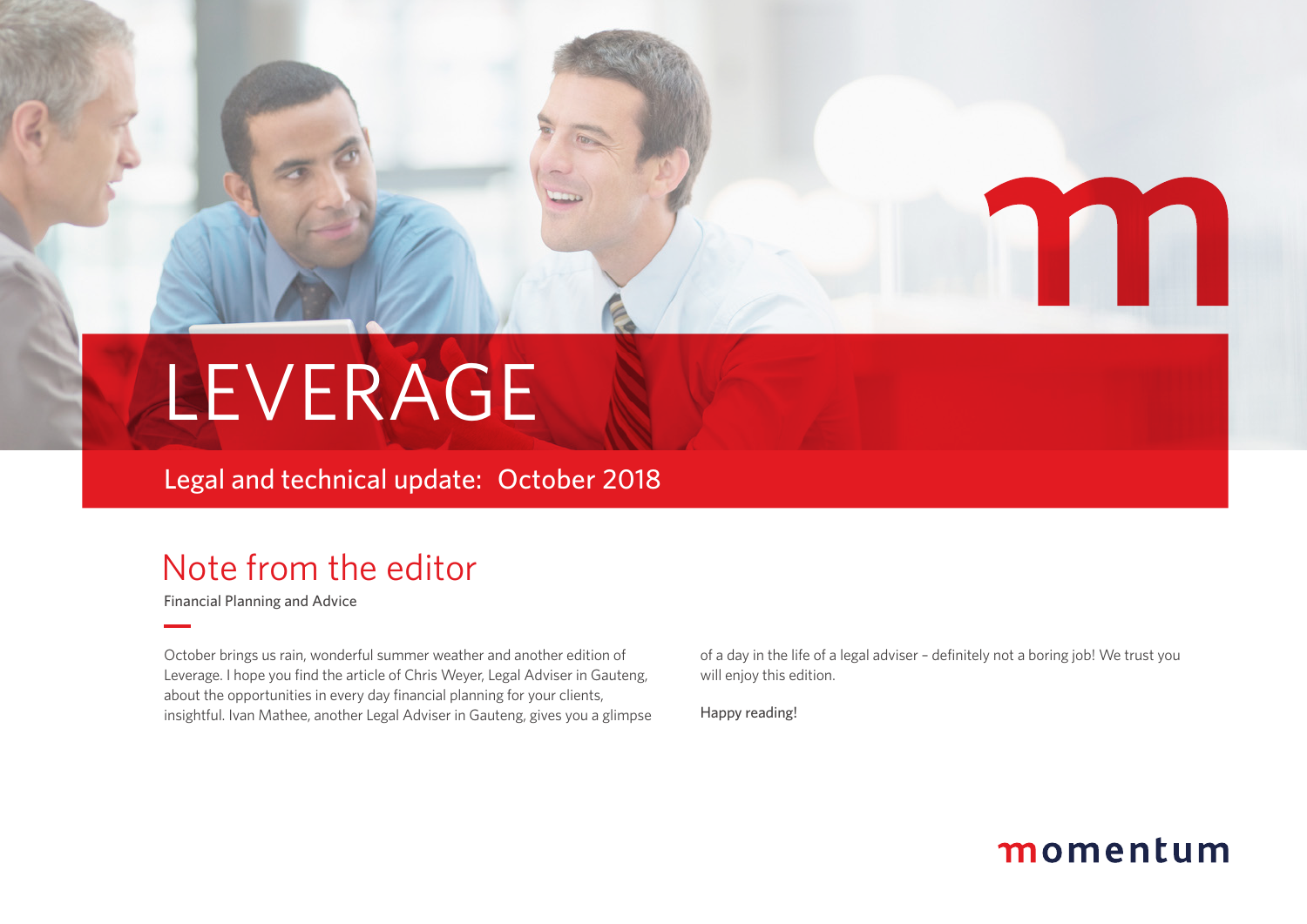# LEVERAGE

Legal and technical update: October 2018

## Note from the editor

Financial Planning and Advice

October brings us rain, wonderful summer weather and another edition of Leverage. I hope you find the article of Chris Weyer, Legal Adviser in Gauteng, about the opportunities in every day financial planning for your clients, insightful. Ivan Mathee, another Legal Adviser in Gauteng, gives you a glimpse of a day in the life of a legal adviser – definitely not a boring job! We trust you will enjoy this edition.

Happy reading!

momentum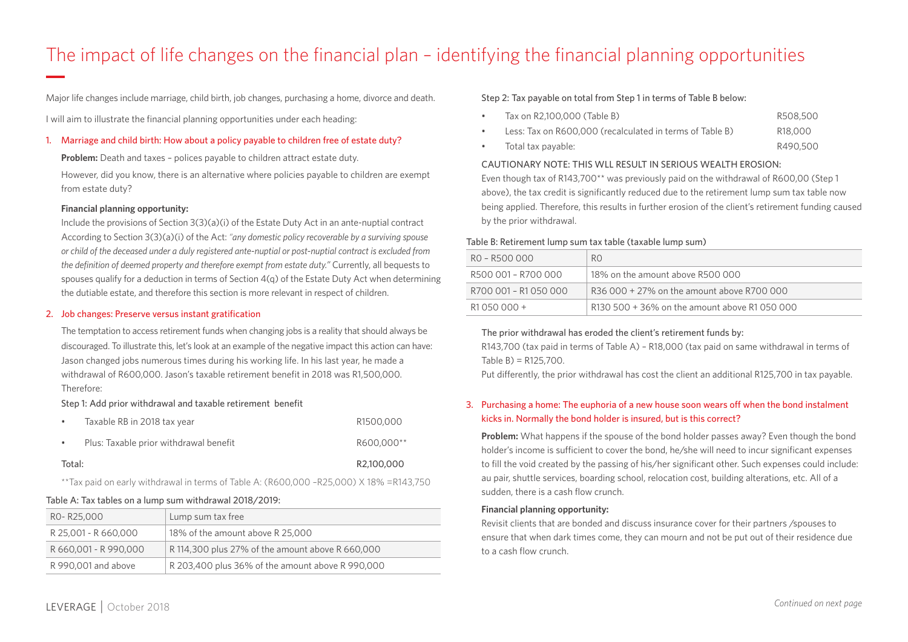# The impact of life changes on the financial plan – identifying the financial planning opportunities

Major life changes include marriage, child birth, job changes, purchasing a home, divorce and death.

I will aim to illustrate the financial planning opportunities under each heading:

## 1. Marriage and child birth: How about a policy payable to children free of estate duty?

**Problem:** Death and taxes – polices payable to children attract estate duty.

However, did you know, there is an alternative where policies payable to children are exempt from estate duty?

**Financial planning opportunity:**

Include the provisions of Section 3(3)(a)(i) of the Estate Duty Act in an ante-nuptial contract According to Section 3(3)(a)(i) of the Act: *"any domestic policy recoverable by a surviving spouse or child of the deceased under a duly registered ante-nuptial or post-nuptial contract is excluded from the definition of deemed property and therefore exempt from estate duty."* Currently, all bequests to spouses qualify for a deduction in terms of Section 4(q) of the Estate Duty Act when determining the dutiable estate, and therefore this section is more relevant in respect of children.

## 2. Job changes: Preserve versus instant gratification

The temptation to access retirement funds when changing jobs is a reality that should always be discouraged. To illustrate this, let's look at an example of the negative impact this action can have: Jason changed jobs numerous times during his working life. In his last year, he made a withdrawal of R600,000. Jason's taxable retirement benefit in 2018 was R1,500,000. Therefore:

Step 1: Add prior withdrawal and taxable retirement benefit

- Taxable RB in 2018 tax year — R1500,000
- Plus: Taxable prior withdrawal benefit — R600,000**

Total: R2,100,000

**Tax paid on early withdrawal in terms of Table A: (R600,000 –R25,000) X 18% =R143,750

Table A: Tax tables on a lump sum withdrawal 2018/2019:

| R0- R25,000 | Lump sum tax free |
|---|---|
| R 25,001 - R 660,000 | 18% of the amount above R 25,000 |
| R 660,001 - R 990,000 | R 114,300 plus 27% of the amount above R 660,000 |
| R 990,001 and above | R 203,400 plus 36% of the amount above R 990,000 |

Step 2: Tax payable on total from Step 1 in terms of Table B below:

- Tax on R2,100,000 (Table B) — R508,500
- Less: Tax on R600,000 (recalculated in terms of Table B) — R18,000
- Total tax payable: — R490,500

CAUTIONARY NOTE: THIS WLL RESULT IN SERIOUS WEALTH EROSION:

Even though tax of R143,700** was previously paid on the withdrawal of R600,00 (Step 1 above), the tax credit is significantly reduced due to the retirement lump sum tax table now being applied. Therefore, this results in further erosion of the client's retirement funding caused by the prior withdrawal.

Table B: Retirement lump sum tax table (taxable lump sum)

| R0 – R500 000 | R0 |
|---|---|
| R500 001 – R700 000 | 18% on the amount above R500 000 |
| R700 001 – R1 050 000 | R36 000 + 27% on the amount above R700 000 |
| R1 050 000 + | R130 500 + 36% on the amount above R1 050 000 |

The prior withdrawal has eroded the client's retirement funds by:

R143,700 (tax paid in terms of Table A) – R18,000 (tax paid on same withdrawal in terms of Table B) = R125,700.

Put differently, the prior withdrawal has cost the client an additional R125,700 in tax payable.

## 3. Purchasing a home: The euphoria of a new house soon wears off when the bond instalment kicks in. Normally the bond holder is insured, but is this correct?

**Problem:** What happens if the spouse of the bond holder passes away? Even though the bond holder's income is sufficient to cover the bond, he/she will need to incur significant expenses to fill the void created by the passing of his/her significant other. Such expenses could include: au pair, shuttle services, boarding school, relocation cost, building alterations, etc. All of a sudden, there is a cash flow crunch.

**Financial planning opportunity:**

Revisit clients that are bonded and discuss insurance cover for their partners /spouses to ensure that when dark times come, they can mourn and not be put out of their residence due to a cash flow crunch.

*Continued on next page*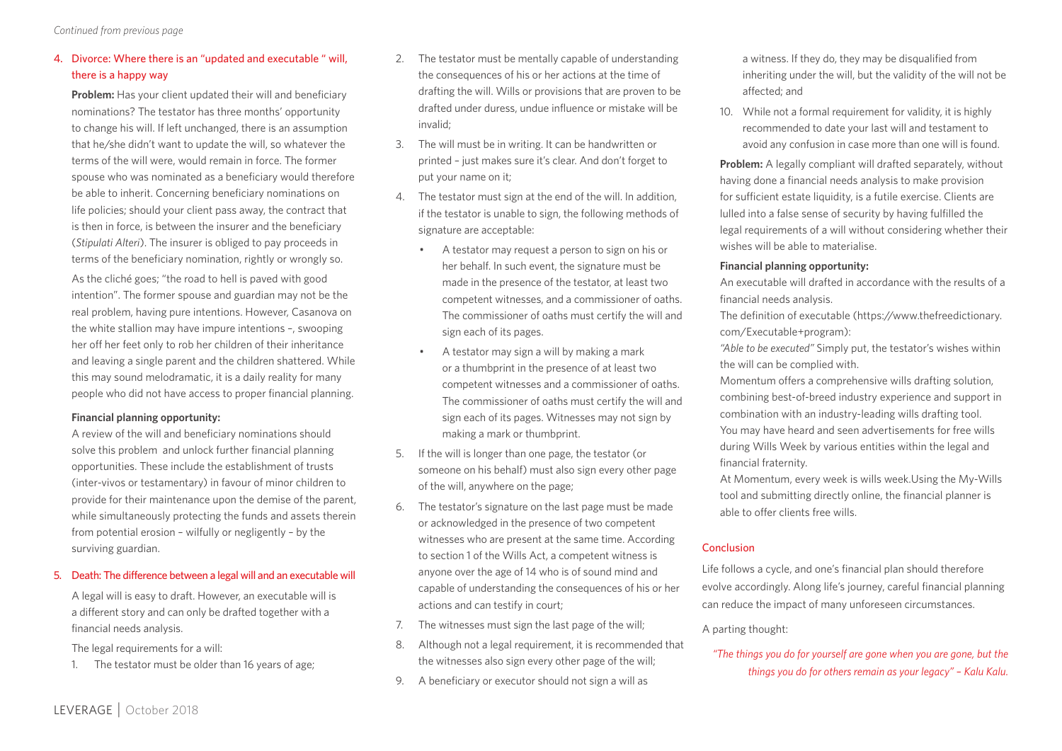*Continued from previous page*

## 4. Divorce: Where there is an "updated and executable " will, there is a happy way

**Problem:** Has your client updated their will and beneficiary nominations? The testator has three months' opportunity to change his will. If left unchanged, there is an assumption that he/she didn't want to update the will, so whatever the terms of the will were, would remain in force. The former spouse who was nominated as a beneficiary would therefore be able to inherit. Concerning beneficiary nominations on life policies; should your client pass away, the contract that is then in force, is between the insurer and the beneficiary (*Stipulati Alteri*). The insurer is obliged to pay proceeds in terms of the beneficiary nomination, rightly or wrongly so.

As the cliché goes; "the road to hell is paved with good intention". The former spouse and guardian may not be the real problem, having pure intentions. However, Casanova on the white stallion may have impure intentions –, swooping her off her feet only to rob her children of their inheritance and leaving a single parent and the children shattered. While this may sound melodramatic, it is a daily reality for many people who did not have access to proper financial planning.

**Financial planning opportunity:**

A review of the will and beneficiary nominations should solve this problem and unlock further financial planning opportunities. These include the establishment of trusts (inter-vivos or testamentary) in favour of minor children to provide for their maintenance upon the demise of the parent, while simultaneously protecting the funds and assets therein from potential erosion – wilfully or negligently – by the surviving guardian.

## 5. Death: The difference between a legal will and an executable will

A legal will is easy to draft. However, an executable will is a different story and can only be drafted together with a financial needs analysis.

The legal requirements for a will:

1. The testator must be older than 16 years of age;
2. The testator must be mentally capable of understanding the consequences of his or her actions at the time of drafting the will. Wills or provisions that are proven to be drafted under duress, undue influence or mistake will be invalid;
3. The will must be in writing. It can be handwritten or printed – just makes sure it's clear. And don't forget to put your name on it;
4. The testator must sign at the end of the will. In addition, if the testator is unable to sign, the following methods of signature are acceptable:
   - A testator may request a person to sign on his or her behalf. In such event, the signature must be made in the presence of the testator, at least two competent witnesses, and a commissioner of oaths. The commissioner of oaths must certify the will and sign each of its pages.
   - A testator may sign a will by making a mark or a thumbprint in the presence of at least two competent witnesses and a commissioner of oaths. The commissioner of oaths must certify the will and sign each of its pages. Witnesses may not sign by making a mark or thumbprint.
5. If the will is longer than one page, the testator (or someone on his behalf) must also sign every other page of the will, anywhere on the page;
6. The testator's signature on the last page must be made or acknowledged in the presence of two competent witnesses who are present at the same time. According to section 1 of the Wills Act, a competent witness is anyone over the age of 14 who is of sound mind and capable of understanding the consequences of his or her actions and can testify in court;
7. The witnesses must sign the last page of the will;
8. Although not a legal requirement, it is recommended that the witnesses also sign every other page of the will;
9. A beneficiary or executor should not sign a will as a witness. If they do, they may be disqualified from inheriting under the will, but the validity of the will not be affected; and
10. While not a formal requirement for validity, it is highly recommended to date your last will and testament to avoid any confusion in case more than one will is found.

**Problem:** A legally compliant will drafted separately, without having done a financial needs analysis to make provision for sufficient estate liquidity, is a futile exercise. Clients are lulled into a false sense of security by having fulfilled the legal requirements of a will without considering whether their wishes will be able to materialise.

**Financial planning opportunity:**

An executable will drafted in accordance with the results of a financial needs analysis.

The definition of executable (https://www.thefreedictionary.com/Executable+program):

*"Able to be executed"* Simply put, the testator's wishes within the will can be complied with.

Momentum offers a comprehensive wills drafting solution, combining best-of-breed industry experience and support in combination with an industry-leading wills drafting tool.

You may have heard and seen advertisements for free wills during Wills Week by various entities within the legal and financial fraternity.

At Momentum, every week is wills week.Using the My-Wills tool and submitting directly online, the financial planner is able to offer clients free wills.

## Conclusion

Life follows a cycle, and one's financial plan should therefore evolve accordingly. Along life's journey, careful financial planning can reduce the impact of many unforeseen circumstances.

A parting thought:

*"The things you do for yourself are gone when you are gone, but the things you do for others remain as your legacy" – Kalu Kalu.*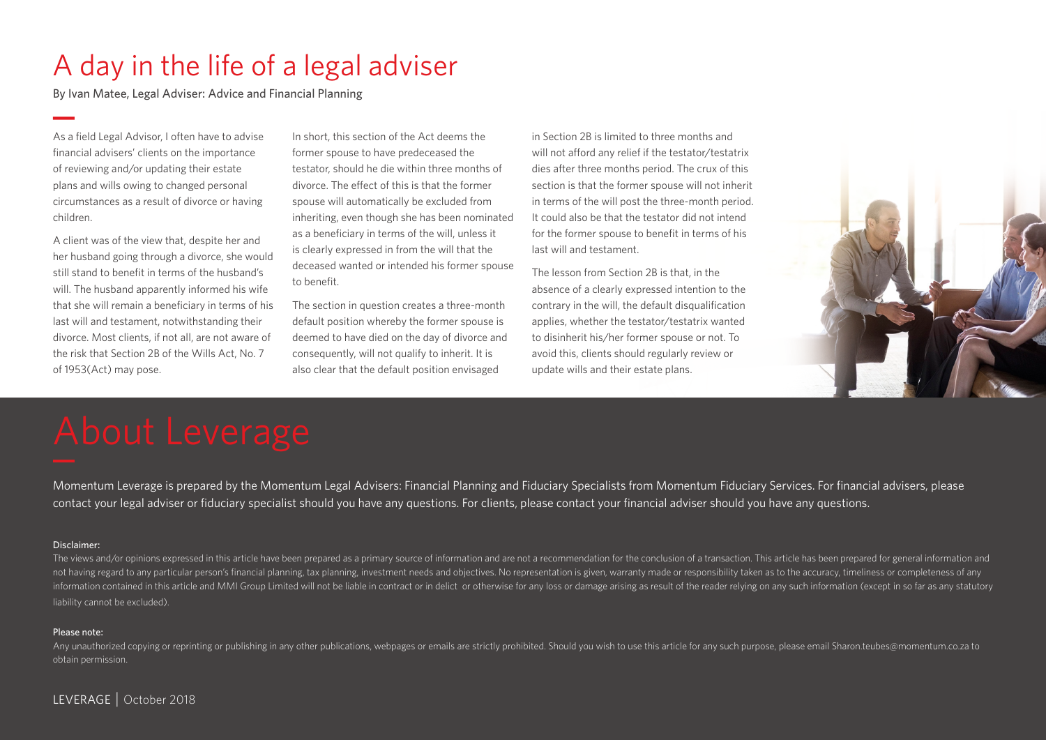# A day in the life of a legal adviser

By Ivan Matee, Legal Adviser: Advice and Financial Planning

As a field Legal Advisor, I often have to advise financial advisers' clients on the importance of reviewing and/or updating their estate plans and wills owing to changed personal circumstances as a result of divorce or having children.

A client was of the view that, despite her and her husband going through a divorce, she would still stand to benefit in terms of the husband's will. The husband apparently informed his wife that she will remain a beneficiary in terms of his last will and testament, notwithstanding their divorce. Most clients, if not all, are not aware of the risk that Section 2B of the Wills Act, No. 7 of 1953(Act) may pose.

In short, this section of the Act deems the former spouse to have predeceased the testator, should he die within three months of divorce. The effect of this is that the former spouse will automatically be excluded from inheriting, even though she has been nominated as a beneficiary in terms of the will, unless it is clearly expressed in from the will that the deceased wanted or intended his former spouse to benefit.

The section in question creates a three-month default position whereby the former spouse is deemed to have died on the day of divorce and consequently, will not qualify to inherit. It is also clear that the default position envisaged in Section 2B is limited to three months and will not afford any relief if the testator/testatrix dies after three months period. The crux of this section is that the former spouse will not inherit in terms of the will post the three-month period. It could also be that the testator did not intend for the former spouse to benefit in terms of his last will and testament.

The lesson from Section 2B is that, in the absence of a clearly expressed intention to the contrary in the will, the default disqualification applies, whether the testator/testatrix wanted to disinherit his/her former spouse or not. To avoid this, clients should regularly review or update wills and their estate plans.

# About Leverage

Momentum Leverage is prepared by the Momentum Legal Advisers: Financial Planning and Fiduciary Specialists from Momentum Fiduciary Services. For financial advisers, please contact your legal adviser or fiduciary specialist should you have any questions. For clients, please contact your financial adviser should you have any questions.

**Disclaimer:**

The views and/or opinions expressed in this article have been prepared as a primary source of information and are not a recommendation for the conclusion of a transaction. This article has been prepared for general information and not having regard to any particular person's financial planning, tax planning, investment needs and objectives. No representation is given, warranty made or responsibility taken as to the accuracy, timeliness or completeness of any information contained in this article and MMI Group Limited will not be liable in contract or in delict or otherwise for any loss or damage arising as result of the reader relying on any such information (except in so far as any statutory liability cannot be excluded).

**Please note:**

Any unauthorized copying or reprinting or publishing in any other publications, webpages or emails are strictly prohibited. Should you wish to use this article for any such purpose, please email Sharon.teubes@momentum.co.za to obtain permission.